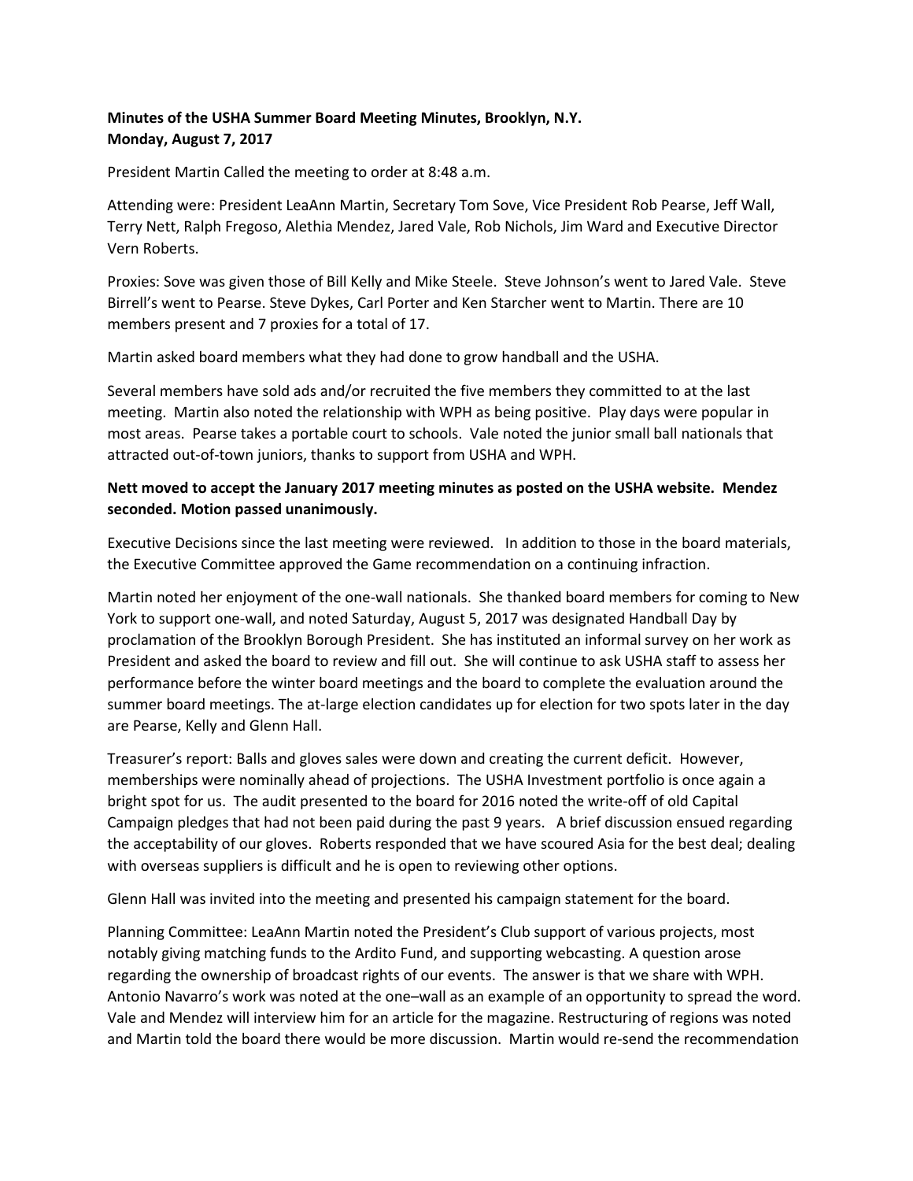**Minutes of the USHA Summer Board Meeting Minutes, Brooklyn, N.Y.**
**Monday, August 7, 2017**

President Martin Called the meeting to order at 8:48 a.m.

Attending were: President LeaAnn Martin, Secretary Tom Sove, Vice President Rob Pearse, Jeff Wall, Terry Nett, Ralph Fregoso, Alethia Mendez, Jared Vale, Rob Nichols, Jim Ward and Executive Director Vern Roberts.

Proxies: Sove was given those of Bill Kelly and Mike Steele. Steve Johnson's went to Jared Vale. Steve Birrell's went to Pearse. Steve Dykes, Carl Porter and Ken Starcher went to Martin. There are 10 members present and 7 proxies for a total of 17.

Martin asked board members what they had done to grow handball and the USHA.

Several members have sold ads and/or recruited the five members they committed to at the last meeting. Martin also noted the relationship with WPH as being positive. Play days were popular in most areas. Pearse takes a portable court to schools. Vale noted the junior small ball nationals that attracted out-of-town juniors, thanks to support from USHA and WPH.

**Nett moved to accept the January 2017 meeting minutes as posted on the USHA website. Mendez seconded. Motion passed unanimously.**

Executive Decisions since the last meeting were reviewed. In addition to those in the board materials, the Executive Committee approved the Game recommendation on a continuing infraction.

Martin noted her enjoyment of the one-wall nationals. She thanked board members for coming to New York to support one-wall, and noted Saturday, August 5, 2017 was designated Handball Day by proclamation of the Brooklyn Borough President. She has instituted an informal survey on her work as President and asked the board to review and fill out. She will continue to ask USHA staff to assess her performance before the winter board meetings and the board to complete the evaluation around the summer board meetings. The at-large election candidates up for election for two spots later in the day are Pearse, Kelly and Glenn Hall.

Treasurer's report: Balls and gloves sales were down and creating the current deficit. However, memberships were nominally ahead of projections. The USHA Investment portfolio is once again a bright spot for us. The audit presented to the board for 2016 noted the write-off of old Capital Campaign pledges that had not been paid during the past 9 years. A brief discussion ensued regarding the acceptability of our gloves. Roberts responded that we have scoured Asia for the best deal; dealing with overseas suppliers is difficult and he is open to reviewing other options.

Glenn Hall was invited into the meeting and presented his campaign statement for the board.

Planning Committee: LeaAnn Martin noted the President's Club support of various projects, most notably giving matching funds to the Ardito Fund, and supporting webcasting. A question arose regarding the ownership of broadcast rights of our events. The answer is that we share with WPH. Antonio Navarro's work was noted at the one–wall as an example of an opportunity to spread the word. Vale and Mendez will interview him for an article for the magazine. Restructuring of regions was noted and Martin told the board there would be more discussion. Martin would re-send the recommendation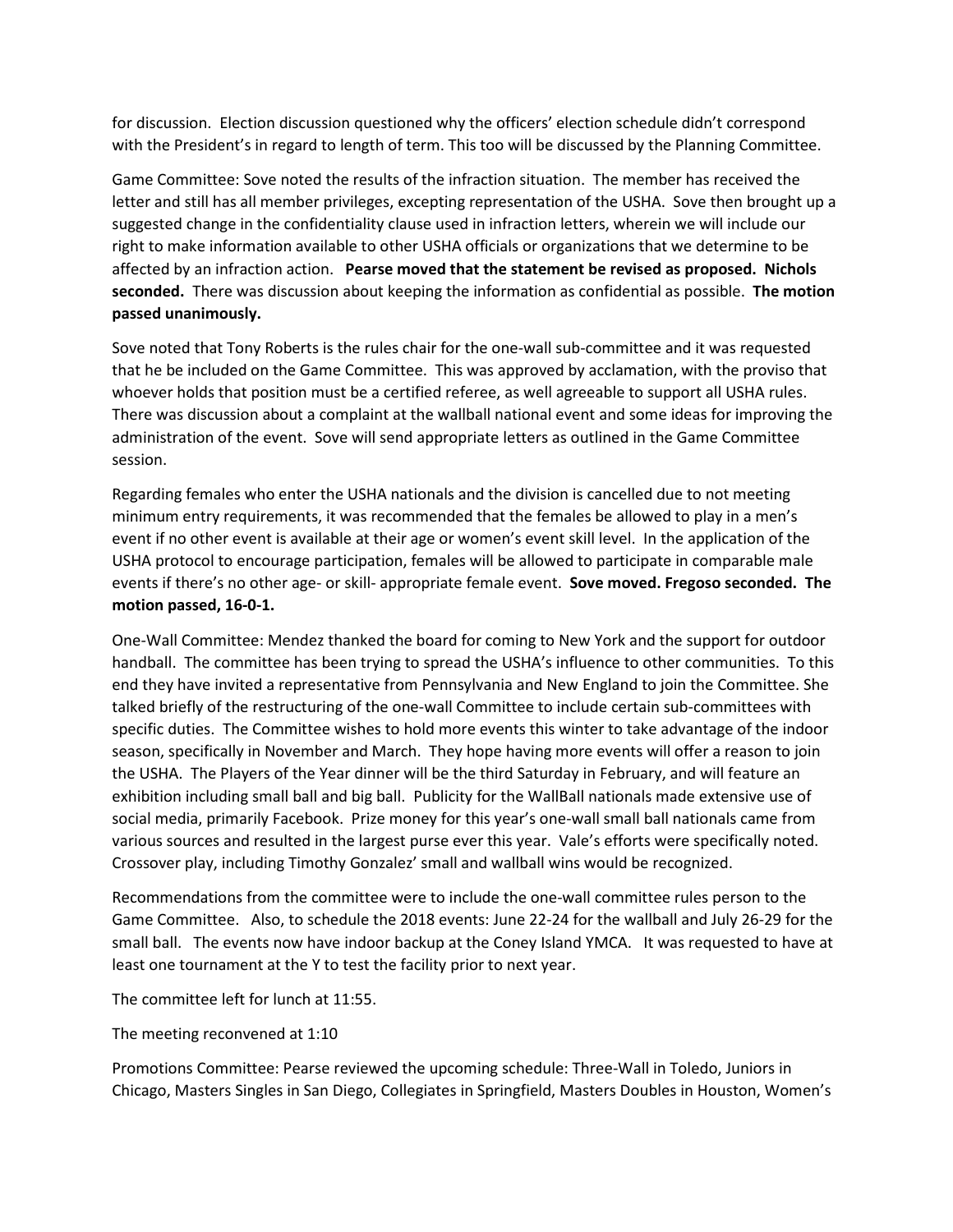for discussion. Election discussion questioned why the officers' election schedule didn't correspond with the President's in regard to length of term. This too will be discussed by the Planning Committee.

Game Committee: Sove noted the results of the infraction situation. The member has received the letter and still has all member privileges, excepting representation of the USHA. Sove then brought up a suggested change in the confidentiality clause used in infraction letters, wherein we will include our right to make information available to other USHA officials or organizations that we determine to be affected by an infraction action. **Pearse moved that the statement be revised as proposed. Nichols seconded.** There was discussion about keeping the information as confidential as possible. **The motion passed unanimously.**

Sove noted that Tony Roberts is the rules chair for the one-wall sub-committee and it was requested that he be included on the Game Committee. This was approved by acclamation, with the proviso that whoever holds that position must be a certified referee, as well agreeable to support all USHA rules. There was discussion about a complaint at the wallball national event and some ideas for improving the administration of the event. Sove will send appropriate letters as outlined in the Game Committee session.

Regarding females who enter the USHA nationals and the division is cancelled due to not meeting minimum entry requirements, it was recommended that the females be allowed to play in a men's event if no other event is available at their age or women's event skill level. In the application of the USHA protocol to encourage participation, females will be allowed to participate in comparable male events if there's no other age- or skill- appropriate female event. **Sove moved. Fregoso seconded. The motion passed, 16-0-1.**

One-Wall Committee: Mendez thanked the board for coming to New York and the support for outdoor handball. The committee has been trying to spread the USHA's influence to other communities. To this end they have invited a representative from Pennsylvania and New England to join the Committee. She talked briefly of the restructuring of the one-wall Committee to include certain sub-committees with specific duties. The Committee wishes to hold more events this winter to take advantage of the indoor season, specifically in November and March. They hope having more events will offer a reason to join the USHA. The Players of the Year dinner will be the third Saturday in February, and will feature an exhibition including small ball and big ball. Publicity for the WallBall nationals made extensive use of social media, primarily Facebook. Prize money for this year's one-wall small ball nationals came from various sources and resulted in the largest purse ever this year. Vale's efforts were specifically noted. Crossover play, including Timothy Gonzalez' small and wallball wins would be recognized.

Recommendations from the committee were to include the one-wall committee rules person to the Game Committee. Also, to schedule the 2018 events: June 22-24 for the wallball and July 26-29 for the small ball. The events now have indoor backup at the Coney Island YMCA. It was requested to have at least one tournament at the Y to test the facility prior to next year.

The committee left for lunch at 11:55.

The meeting reconvened at 1:10

Promotions Committee: Pearse reviewed the upcoming schedule: Three-Wall in Toledo, Juniors in Chicago, Masters Singles in San Diego, Collegiates in Springfield, Masters Doubles in Houston, Women's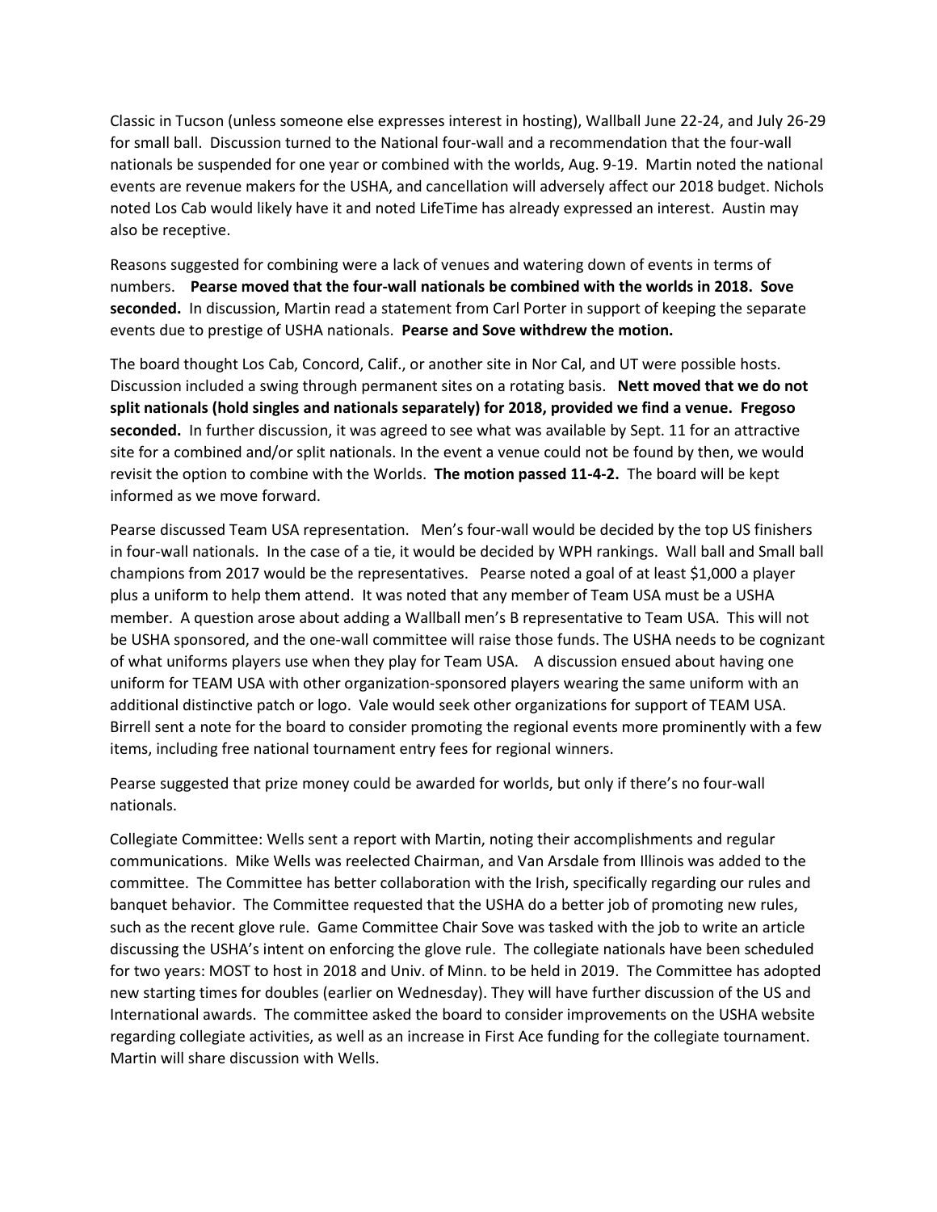Classic in Tucson (unless someone else expresses interest in hosting), Wallball June 22-24, and July 26-29 for small ball. Discussion turned to the National four-wall and a recommendation that the four-wall nationals be suspended for one year or combined with the worlds, Aug. 9-19. Martin noted the national events are revenue makers for the USHA, and cancellation will adversely affect our 2018 budget. Nichols noted Los Cab would likely have it and noted LifeTime has already expressed an interest. Austin may also be receptive.

Reasons suggested for combining were a lack of venues and watering down of events in terms of numbers. **Pearse moved that the four-wall nationals be combined with the worlds in 2018. Sove seconded.** In discussion, Martin read a statement from Carl Porter in support of keeping the separate events due to prestige of USHA nationals. **Pearse and Sove withdrew the motion.**

The board thought Los Cab, Concord, Calif., or another site in Nor Cal, and UT were possible hosts. Discussion included a swing through permanent sites on a rotating basis. **Nett moved that we do not split nationals (hold singles and nationals separately) for 2018, provided we find a venue. Fregoso seconded.** In further discussion, it was agreed to see what was available by Sept. 11 for an attractive site for a combined and/or split nationals. In the event a venue could not be found by then, we would revisit the option to combine with the Worlds. **The motion passed 11-4-2.** The board will be kept informed as we move forward.

Pearse discussed Team USA representation. Men's four-wall would be decided by the top US finishers in four-wall nationals. In the case of a tie, it would be decided by WPH rankings. Wall ball and Small ball champions from 2017 would be the representatives. Pearse noted a goal of at least $1,000 a player plus a uniform to help them attend. It was noted that any member of Team USA must be a USHA member. A question arose about adding a Wallball men's B representative to Team USA. This will not be USHA sponsored, and the one-wall committee will raise those funds. The USHA needs to be cognizant of what uniforms players use when they play for Team USA. A discussion ensued about having one uniform for TEAM USA with other organization-sponsored players wearing the same uniform with an additional distinctive patch or logo. Vale would seek other organizations for support of TEAM USA. Birrell sent a note for the board to consider promoting the regional events more prominently with a few items, including free national tournament entry fees for regional winners.

Pearse suggested that prize money could be awarded for worlds, but only if there's no four-wall nationals.

Collegiate Committee: Wells sent a report with Martin, noting their accomplishments and regular communications. Mike Wells was reelected Chairman, and Van Arsdale from Illinois was added to the committee. The Committee has better collaboration with the Irish, specifically regarding our rules and banquet behavior. The Committee requested that the USHA do a better job of promoting new rules, such as the recent glove rule. Game Committee Chair Sove was tasked with the job to write an article discussing the USHA's intent on enforcing the glove rule. The collegiate nationals have been scheduled for two years: MOST to host in 2018 and Univ. of Minn. to be held in 2019. The Committee has adopted new starting times for doubles (earlier on Wednesday). They will have further discussion of the US and International awards. The committee asked the board to consider improvements on the USHA website regarding collegiate activities, as well as an increase in First Ace funding for the collegiate tournament. Martin will share discussion with Wells.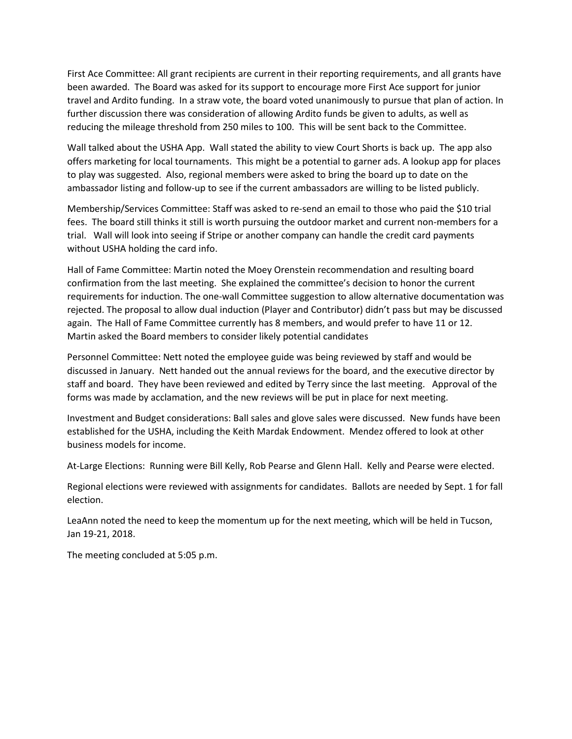First Ace Committee: All grant recipients are current in their reporting requirements, and all grants have been awarded. The Board was asked for its support to encourage more First Ace support for junior travel and Ardito funding. In a straw vote, the board voted unanimously to pursue that plan of action. In further discussion there was consideration of allowing Ardito funds be given to adults, as well as reducing the mileage threshold from 250 miles to 100. This will be sent back to the Committee.

Wall talked about the USHA App. Wall stated the ability to view Court Shorts is back up. The app also offers marketing for local tournaments. This might be a potential to garner ads. A lookup app for places to play was suggested. Also, regional members were asked to bring the board up to date on the ambassador listing and follow-up to see if the current ambassadors are willing to be listed publicly.

Membership/Services Committee: Staff was asked to re-send an email to those who paid the $10 trial fees. The board still thinks it still is worth pursuing the outdoor market and current non-members for a trial. Wall will look into seeing if Stripe or another company can handle the credit card payments without USHA holding the card info.

Hall of Fame Committee: Martin noted the Moey Orenstein recommendation and resulting board confirmation from the last meeting. She explained the committee's decision to honor the current requirements for induction. The one-wall Committee suggestion to allow alternative documentation was rejected. The proposal to allow dual induction (Player and Contributor) didn't pass but may be discussed again. The Hall of Fame Committee currently has 8 members, and would prefer to have 11 or 12. Martin asked the Board members to consider likely potential candidates

Personnel Committee: Nett noted the employee guide was being reviewed by staff and would be discussed in January. Nett handed out the annual reviews for the board, and the executive director by staff and board. They have been reviewed and edited by Terry since the last meeting. Approval of the forms was made by acclamation, and the new reviews will be put in place for next meeting.

Investment and Budget considerations: Ball sales and glove sales were discussed. New funds have been established for the USHA, including the Keith Mardak Endowment. Mendez offered to look at other business models for income.

At-Large Elections: Running were Bill Kelly, Rob Pearse and Glenn Hall. Kelly and Pearse were elected.

Regional elections were reviewed with assignments for candidates. Ballots are needed by Sept. 1 for fall election.

LeaAnn noted the need to keep the momentum up for the next meeting, which will be held in Tucson, Jan 19-21, 2018.

The meeting concluded at 5:05 p.m.